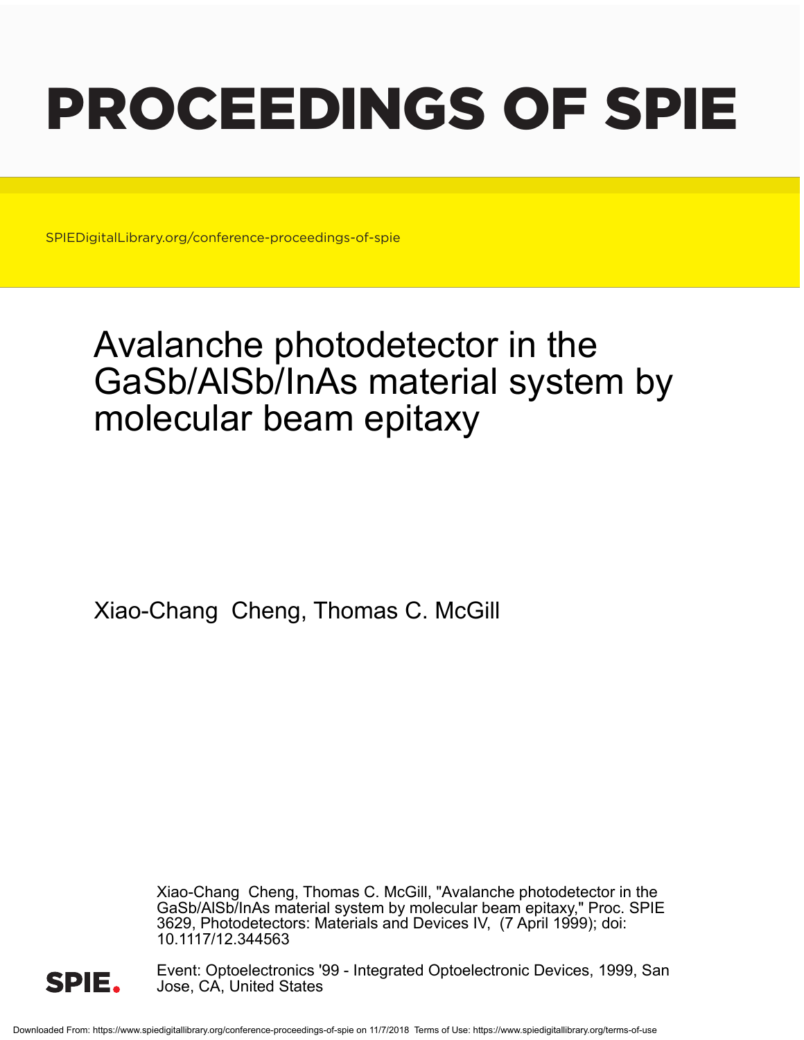# PROCEEDINGS OF SPIE

SPIEDigitalLibrary.org/conference-proceedings-of-spie

## Avalanche photodetector in the GaSb/AlSb/InAs material system by molecular beam epitaxy

Xiao-Chang Cheng, Thomas C. McGill

Xiao-Chang Cheng, Thomas C. McGill, "Avalanche photodetector in the GaSb/AlSb/InAs material system by molecular beam epitaxy," Proc. SPIE 3629, Photodetectors: Materials and Devices IV, (7 April 1999); doi: 10.1117/12.344563

Event: Optoelectronics '99 - Integrated Optoelectronic Devices, 1999, San Jose, CA, United States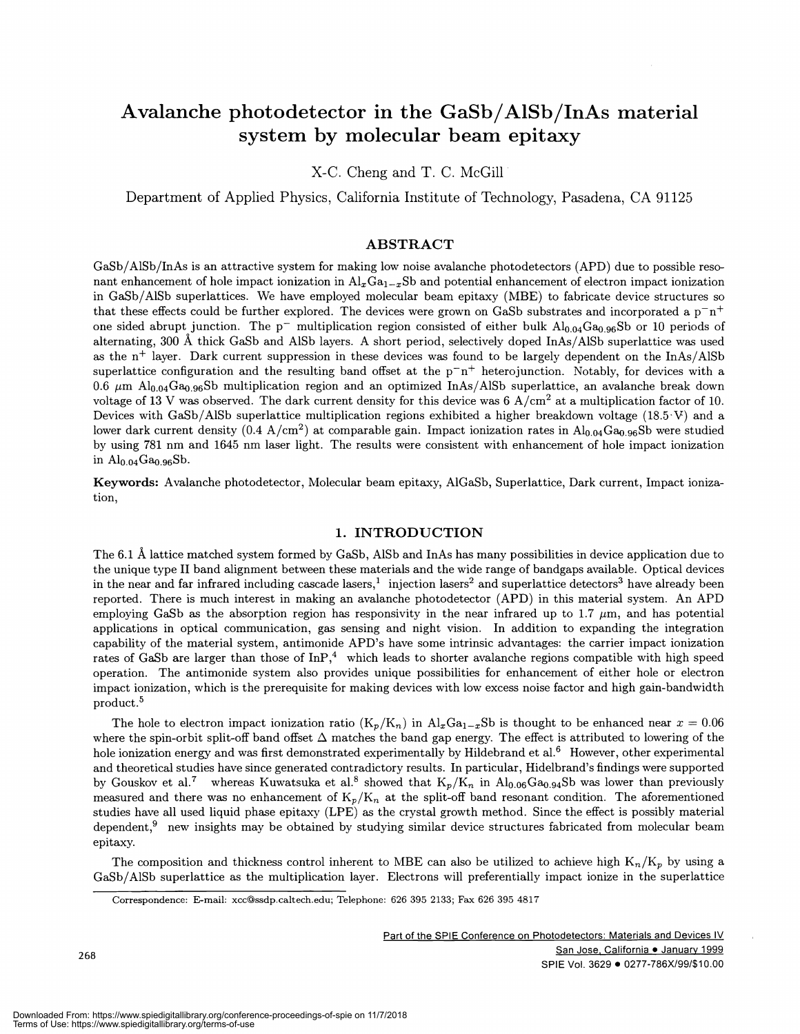# Avalanche photodetector in the GaSb/AlSb/InAs material system by molecular beam epitaxy

X-C. Cheng and T. C. McGill

Department of Applied Physics, California Institute of Technology, Pasadena, CA 91125

## ABSTRACT

GaSb/AlSb/InAs is an attractive system for making low noise avalanche photodetectors (APD) due to possible resonant enhancement of hole impact ionization in $Al_xGa_{1-x}Sb$ and potential enhancement of electron impact ionization in GaSb/AlSb superlattices. We have employed molecular beam epitaxy (MBE) to fabricate device structures so that these effects could be further explored. The devices were grown on GaSb substrates and incorporated a $p^-n^+$ one sided abrupt junction. The $p^-$ multiplication region consisted of either bulk $Al_{0.04}Ga_{0.96}Sb$ or 10 periods of alternating, 300 Å thick GaSb and AlSb layers. A short period, selectively doped InAs/AlSb superlattice was used as the $n^+$ layer. Dark current suppression in these devices was found to be largely dependent on the InAs/AlSb superlattice configuration and the resulting band offset at the $p^-n^+$ heterojunction. Notably, for devices with a 0.6 $\mu$m $Al_{0.04}Ga_{0.96}Sb$ multiplication region and an optimized InAs/AlSb superlattice, an avalanche break down voltage of 13 V was observed. The dark current density for this device was 6 A/cm$^2$ at a multiplication factor of 10. Devices with GaSb/AlSb superlattice multiplication regions exhibited a higher breakdown voltage (18.5 V) and a lower dark current density (0.4 A/cm$^2$) at comparable gain. Impact ionization rates in $Al_{0.04}Ga_{0.96}Sb$ were studied by using 781 nm and 1645 nm laser light. The results were consistent with enhancement of hole impact ionization in $Al_{0.04}Ga_{0.96}Sb$.

**Keywords:** Avalanche photodetector, Molecular beam epitaxy, AlGaSb, Superlattice, Dark current, Impact ionization,

## 1. INTRODUCTION

The 6.1 Å lattice matched system formed by GaSb, AlSb and InAs has many possibilities in device application due to the unique type II band alignment between these materials and the wide range of bandgaps available. Optical devices in the near and far infrared including cascade lasers,[1] injection lasers[2] and superlattice detectors[3] have already been reported. There is much interest in making an avalanche photodetector (APD) in this material system. An APD employing GaSb as the absorption region has responsivity in the near infrared up to 1.7 $\mu$m, and has potential applications in optical communication, gas sensing and night vision. In addition to expanding the integration capability of the material system, antimonide APD's have some intrinsic advantages: the carrier impact ionization rates of GaSb are larger than those of InP,[4] which leads to shorter avalanche regions compatible with high speed operation. The antimonide system also provides unique possibilities for enhancement of either hole or electron impact ionization, which is the prerequisite for making devices with low excess noise factor and high gain-bandwidth product.[5]

The hole to electron impact ionization ratio ($K_p/K_n$) in $Al_xGa_{1-x}Sb$ is thought to be enhanced near $x = 0.06$ where the spin-orbit split-off band offset $\Delta$ matches the band gap energy. The effect is attributed to lowering of the hole ionization energy and was first demonstrated experimentally by Hildebrand et al.[6] However, other experimental and theoretical studies have since generated contradictory results. In particular, Hidelbrand's findings were supported by Gouskov et al.[7] whereas Kuwatsuka et al.[8] showed that $K_p/K_n$ in $Al_{0.06}Ga_{0.94}Sb$ was lower than previously measured and there was no enhancement of $K_p/K_n$ at the split-off band resonant condition. The aforementioned studies have all used liquid phase epitaxy (LPE) as the crystal growth method. Since the effect is possibly material dependent,[9] new insights may be obtained by studying similar device structures fabricated from molecular beam epitaxy.

The composition and thickness control inherent to MBE can also be utilized to achieve high $K_n/K_p$ by using a GaSb/AlSb superlattice as the multiplication layer. Electrons will preferentially impact ionize in the superlattice

Correspondence: E-mail: xcc@ssdp.caltech.edu; Telephone: 626 395 2133; Fax 626 395 4817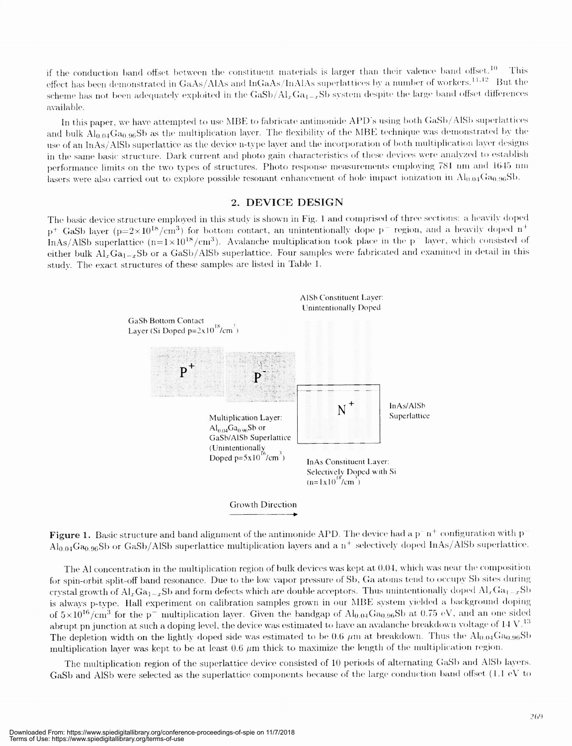if the conduction band offset between the constituent materials is larger than their valence band offset.[10] This effect has been demonstrated in GaAs/AlAs and InGaAs/InAlAs superlattices by a number of workers.[11,12] But the scheme has not been adequately exploited in the GaSb/$Al_xGa_{1-x}Sb$ system despite the large band offset differences available.

In this paper, we have attempted to use MBE to fabricate antimonide APD's using both GaSb/AlSb superlattices and bulk $Al_{0.04}Ga_{0.96}Sb$ as the multiplication layer. The flexibility of the MBE technique was demonstrated by the use of an InAs/AlSb superlattice as the device n-type layer and the incorporation of both multiplication layer designs in the same basic structure. Dark current and photo gain characteristics of these devices were analyzed to establish performance limits on the two types of structures. Photo response measurements employing 781 nm and 1645 nm lasers were also carried out to explore possible resonant enhancement of hole impact ionization in $Al_{0.04}Ga_{0.96}Sb$.

## 2. DEVICE DESIGN

The basic device structure employed in this study is shown in Fig. 1 and comprised of three sections: a heavily doped $p^+$ GaSb layer ($p=2\times10^{18}/cm^3$) for bottom contact, an unintentionally dope $p^-$ region, and a heavily doped $n^+$ InAs/AlSb superlattice ($n=1\times10^{18}/cm^3$). Avalanche multiplication took place in the $p^-$ layer, which consisted of either bulk $Al_xGa_{1-x}Sb$ or a GaSb/AlSb superlattice. Four samples were fabricated and examined in detail in this study. The exact structures of these samples are listed in Table 1.

**Figure 1.** Basic structure and band alignment of the antimonide APD. The device had a $p^-n^+$ configuration with $p^-$ $Al_{0.04}Ga_{0.96}Sb$ or GaSb/AlSb superlattice multiplication layers and a $n^+$ selectively doped InAs/AlSb superlattice.

The Al concentration in the multiplication region of bulk devices was kept at 0.04, which was near the composition for spin-orbit split-off band resonance. Due to the low vapor pressure of Sb, Ga atoms tend to occupy Sb sites during crystal growth of $Al_xGa_{1-x}Sb$ and form defects which are double acceptors. Thus unintentionally doped $Al_xGa_{1-x}Sb$ is always p-type. Hall experiment on calibration samples grown in our MBE system yielded a background doping of $5\times10^{16}/cm^3$ for the $p^-$ multiplication layer. Given the bandgap of $Al_{0.04}Ga_{0.96}Sb$ at 0.75 eV, and an one sided abrupt pn junction at such a doping level, the device was estimated to have an avalanche breakdown voltage of 14 V.[13] The depletion width on the lightly doped side was estimated to be 0.6 $\mu m$ at breakdown. Thus the $Al_{0.04}Ga_{0.96}Sb$ multiplication layer was kept to be at least 0.6 $\mu m$ thick to maximize the length of the multiplication region.

The multiplication region of the superlattice device consisted of 10 periods of alternating GaSb and AlSb layers. GaSb and AlSb were selected as the superlattice components because of the large conduction band offset (1.1 eV to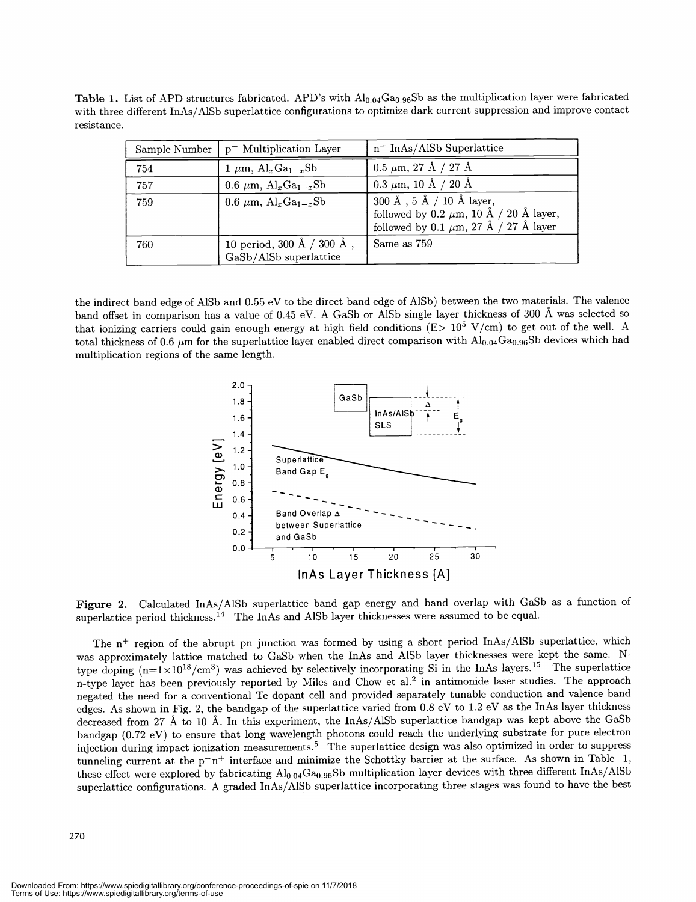**Table 1.** List of APD structures fabricated. APD's with $Al_{0.04}Ga_{0.96}Sb$ as the multiplication layer were fabricated with three different InAs/AlSb superlattice configurations to optimize dark current suppression and improve contact resistance.

| Sample Number | $p^-$ Multiplication Layer | $n^+$ InAs/AlSb Superlattice |
|---|---|---|
| 754 | 1 $\mu$m, $Al_xGa_{1-x}Sb$ | 0.5 $\mu$m, 27 Å / 27 Å |
| 757 | 0.6 $\mu$m, $Al_xGa_{1-x}Sb$ | 0.3 $\mu$m, 10 Å / 20 Å |
| 759 | 0.6 $\mu$m, $Al_xGa_{1-x}Sb$ | 300 Å , 5 Å / 10 Å layer, followed by 0.2 $\mu$m, 10 Å / 20 Å layer, followed by 0.1 $\mu$m, 27 Å / 27 Å layer |
| 760 | 10 period, 300 Å / 300 Å , GaSb/AlSb superlattice | Same as 759 |

the indirect band edge of AlSb and 0.55 eV to the direct band edge of AlSb) between the two materials. The valence band offset in comparison has a value of 0.45 eV. A GaSb or AlSb single layer thickness of 300 Å was selected so that ionizing carriers could gain enough energy at high field conditions ($E > 10^5$ V/cm) to get out of the well. A total thickness of 0.6 $\mu$m for the superlattice layer enabled direct comparison with $Al_{0.04}Ga_{0.96}Sb$ devices which had multiplication regions of the same length.

**Figure 2.** Calculated InAs/AlSb superlattice band gap energy and band overlap with GaSb as a function of superlattice period thickness.[14] The InAs and AlSb layer thicknesses were assumed to be equal.

The $n^+$ region of the abrupt pn junction was formed by using a short period InAs/AlSb superlattice, which was approximately lattice matched to GaSb when the InAs and AlSb layer thicknesses were kept the same. N-type doping ($n = 1 \times 10^{18}/cm^3$) was achieved by selectively incorporating Si in the InAs layers.[15] The superlattice n-type layer has been previously reported by Miles and Chow et al.[2] in antimonide laser studies. The approach negated the need for a conventional Te dopant cell and provided separately tunable conduction and valence band edges. As shown in Fig. 2, the bandgap of the superlattice varied from 0.8 eV to 1.2 eV as the InAs layer thickness decreased from 27 Å to 10 Å. In this experiment, the InAs/AlSb superlattice bandgap was kept above the GaSb bandgap (0.72 eV) to ensure that long wavelength photons could reach the underlying substrate for pure electron injection during impact ionization measurements.[5] The superlattice design was also optimized in order to suppress tunneling current at the $p^-n^+$ interface and minimize the Schottky barrier at the surface. As shown in Table 1, these effect were explored by fabricating $Al_{0.04}Ga_{0.96}Sb$ multiplication layer devices with three different InAs/AlSb superlattice configurations. A graded InAs/AlSb superlattice incorporating three stages was found to have the best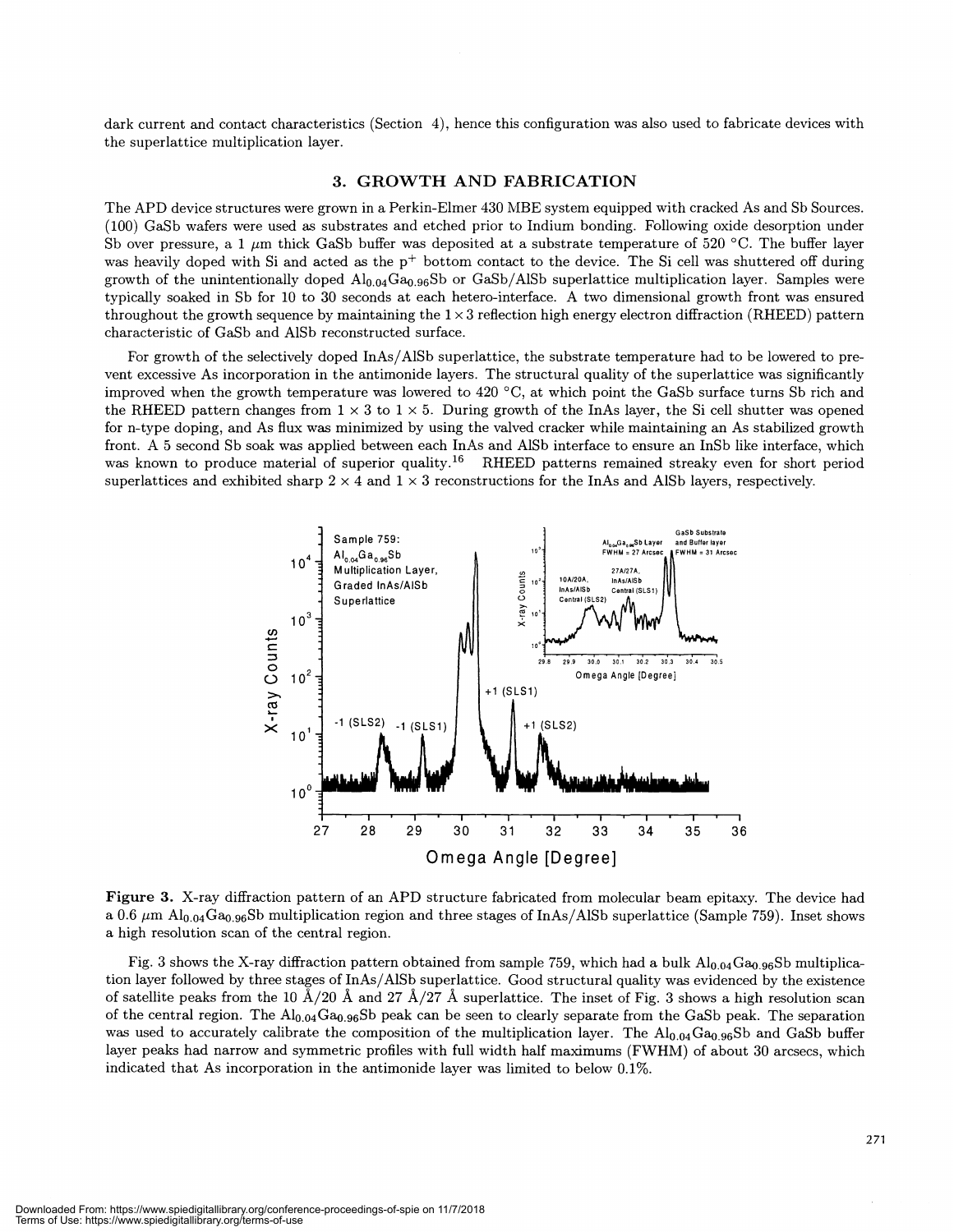dark current and contact characteristics (Section 4), hence this configuration was also used to fabricate devices with the superlattice multiplication layer.

## 3. GROWTH AND FABRICATION

The APD device structures were grown in a Perkin-Elmer 430 MBE system equipped with cracked As and Sb Sources. (100) GaSb wafers were used as substrates and etched prior to Indium bonding. Following oxide desorption under Sb over pressure, a 1 $\mu$m thick GaSb buffer was deposited at a substrate temperature of 520 °C. The buffer layer was heavily doped with Si and acted as the $p^+$ bottom contact to the device. The Si cell was shuttered off during growth of the unintentionally doped $Al_{0.04}Ga_{0.96}Sb$ or GaSb/AlSb superlattice multiplication layer. Samples were typically soaked in Sb for 10 to 30 seconds at each hetero-interface. A two dimensional growth front was ensured throughout the growth sequence by maintaining the $1 \times 3$ reflection high energy electron diffraction (RHEED) pattern characteristic of GaSb and AlSb reconstructed surface.

For growth of the selectively doped InAs/AlSb superlattice, the substrate temperature had to be lowered to prevent excessive As incorporation in the antimonide layers. The structural quality of the superlattice was significantly improved when the growth temperature was lowered to 420 °C, at which point the GaSb surface turns Sb rich and the RHEED pattern changes from $1 \times 3$ to $1 \times 5$. During growth of the InAs layer, the Si cell shutter was opened for n-type doping, and As flux was minimized by using the valved cracker while maintaining an As stabilized growth front. A 5 second Sb soak was applied between each InAs and AlSb interface to ensure an InSb like interface, which was known to produce material of superior quality.[16] RHEED patterns remained streaky even for short period superlattices and exhibited sharp $2 \times 4$ and $1 \times 3$ reconstructions for the InAs and AlSb layers, respectively.

**Figure 3.** X-ray diffraction pattern of an APD structure fabricated from molecular beam epitaxy. The device had a 0.6 $\mu$m $Al_{0.04}Ga_{0.96}Sb$ multiplication region and three stages of InAs/AlSb superlattice (Sample 759). Inset shows a high resolution scan of the central region.

Fig. 3 shows the X-ray diffraction pattern obtained from sample 759, which had a bulk $Al_{0.04}Ga_{0.96}Sb$ multiplication layer followed by three stages of InAs/AlSb superlattice. Good structural quality was evidenced by the existence of satellite peaks from the 10 Å/20 Å and 27 Å/27 Å superlattice. The inset of Fig. 3 shows a high resolution scan of the central region. The $Al_{0.04}Ga_{0.96}Sb$ peak can be seen to clearly separate from the GaSb peak. The separation was used to accurately calibrate the composition of the multiplication layer. The $Al_{0.04}Ga_{0.96}Sb$ and GaSb buffer layer peaks had narrow and symmetric profiles with full width half maximums (FWHM) of about 30 arcsecs, which indicated that As incorporation in the antimonide layer was limited to below 0.1%.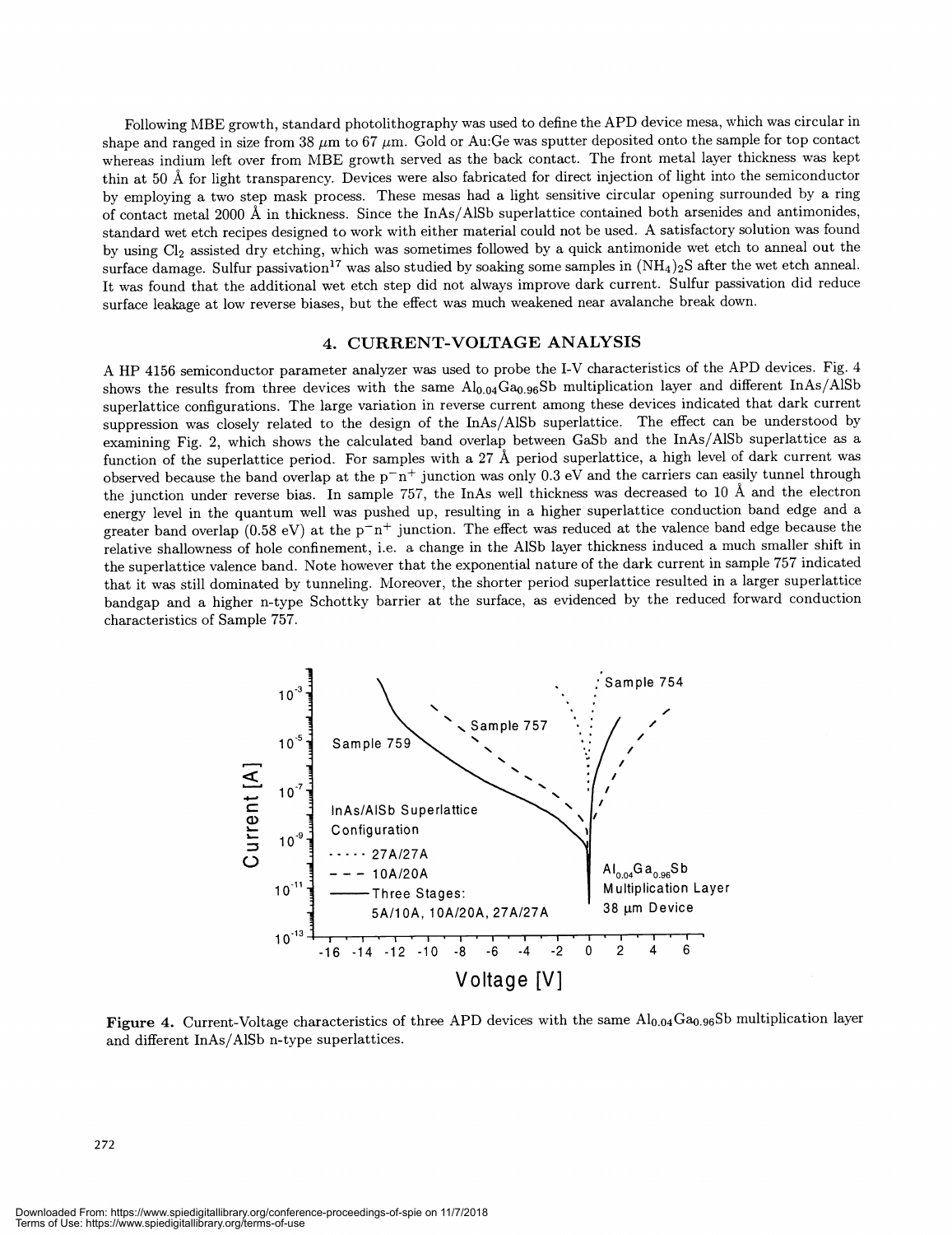Following MBE growth, standard photolithography was used to define the APD device mesa, which was circular in shape and ranged in size from 38 $\mu$m to 67 $\mu$m. Gold or Au:Ge was sputter deposited onto the sample for top contact whereas indium left over from MBE growth served as the back contact. The front metal layer thickness was kept thin at 50 Å for light transparency. Devices were also fabricated for direct injection of light into the semiconductor by employing a two step mask process. These mesas had a light sensitive circular opening surrounded by a ring of contact metal 2000 Å in thickness. Since the InAs/AlSb superlattice contained both arsenides and antimonides, standard wet etch recipes designed to work with either material could not be used. A satisfactory solution was found by using $Cl_2$ assisted dry etching, which was sometimes followed by a quick antimonide wet etch to anneal out the surface damage. Sulfur passivation[17] was also studied by soaking some samples in $(NH_4)_2S$ after the wet etch anneal. It was found that the additional wet etch step did not always improve dark current. Sulfur passivation did reduce surface leakage at low reverse biases, but the effect was much weakened near avalanche break down.

## 4. CURRENT-VOLTAGE ANALYSIS

A HP 4156 semiconductor parameter analyzer was used to probe the I-V characteristics of the APD devices. Fig. 4 shows the results from three devices with the same $Al_{0.04}Ga_{0.96}Sb$ multiplication layer and different InAs/AlSb superlattice configurations. The large variation in reverse current among these devices indicated that dark current suppression was closely related to the design of the InAs/AlSb superlattice. The effect can be understood by examining Fig. 2, which shows the calculated band overlap between GaSb and the InAs/AlSb superlattice as a function of the superlattice period. For samples with a 27 Å period superlattice, a high level of dark current was observed because the band overlap at the $p^-n^+$ junction was only 0.3 eV and the carriers can easily tunnel through the junction under reverse bias. In sample 757, the InAs well thickness was decreased to 10 Å and the electron energy level in the quantum well was pushed up, resulting in a higher superlattice conduction band edge and a greater band overlap (0.58 eV) at the $p^-n^+$ junction. The effect was reduced at the valence band edge because the relative shallowness of hole confinement, i.e. a change in the AlSb layer thickness induced a much smaller shift in the superlattice valence band. Note however that the exponential nature of the dark current in sample 757 indicated that it was still dominated by tunneling. Moreover, the shorter period superlattice resulted in a larger superlattice bandgap and a higher n-type Schottky barrier at the surface, as evidenced by the reduced forward conduction characteristics of Sample 757.

**Figure 4.** Current-Voltage characteristics of three APD devices with the same $Al_{0.04}Ga_{0.96}Sb$ multiplication layer and different InAs/AlSb n-type superlattices.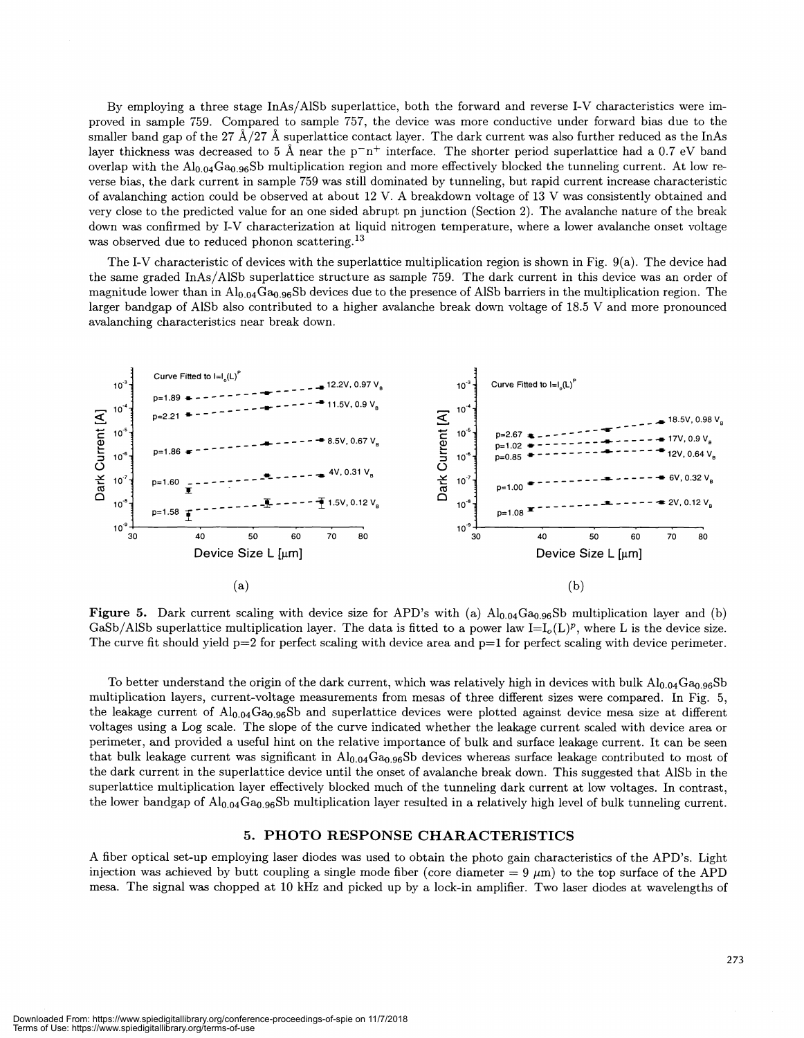By employing a three stage InAs/AlSb superlattice, both the forward and reverse I-V characteristics were improved in sample 759. Compared to sample 757, the device was more conductive under forward bias due to the smaller band gap of the 27 Å/27 Å superlattice contact layer. The dark current was also further reduced as the InAs layer thickness was decreased to 5 Å near the $p^-n^+$ interface. The shorter period superlattice had a 0.7 eV band overlap with the $Al_{0.04}Ga_{0.96}Sb$ multiplication region and more effectively blocked the tunneling current. At low reverse bias, the dark current in sample 759 was still dominated by tunneling, but rapid current increase characteristic of avalanching action could be observed at about 12 V. A breakdown voltage of 13 V was consistently obtained and very close to the predicted value for an one sided abrupt pn junction (Section 2). The avalanche nature of the break down was confirmed by I-V characterization at liquid nitrogen temperature, where a lower avalanche onset voltage was observed due to reduced phonon scattering.[13]

The I-V characteristic of devices with the superlattice multiplication region is shown in Fig. 9(a). The device had the same graded InAs/AlSb superlattice structure as sample 759. The dark current in this device was an order of magnitude lower than in $Al_{0.04}Ga_{0.96}Sb$ devices due to the presence of AlSb barriers in the multiplication region. The larger bandgap of AlSb also contributed to a higher avalanche break down voltage of 18.5 V and more pronounced avalanching characteristics near break down.

**Figure 5.** Dark current scaling with device size for APD's with (a) $Al_{0.04}Ga_{0.96}Sb$ multiplication layer and (b) GaSb/AlSb superlattice multiplication layer. The data is fitted to a power law $I=I_o(L)^p$, where L is the device size. The curve fit should yield p=2 for perfect scaling with device area and p=1 for perfect scaling with device perimeter.

To better understand the origin of the dark current, which was relatively high in devices with bulk $Al_{0.04}Ga_{0.96}Sb$ multiplication layers, current-voltage measurements from mesas of three different sizes were compared. In Fig. 5, the leakage current of $Al_{0.04}Ga_{0.96}Sb$ and superlattice devices were plotted against device mesa size at different voltages using a Log scale. The slope of the curve indicated whether the leakage current scaled with device area or perimeter, and provided a useful hint on the relative importance of bulk and surface leakage current. It can be seen that bulk leakage current was significant in $Al_{0.04}Ga_{0.96}Sb$ devices whereas surface leakage contributed to most of the dark current in the superlattice device until the onset of avalanche break down. This suggested that AlSb in the superlattice multiplication layer effectively blocked much of the tunneling dark current at low voltages. In contrast, the lower bandgap of $Al_{0.04}Ga_{0.96}Sb$ multiplication layer resulted in a relatively high level of bulk tunneling current.

## 5. PHOTO RESPONSE CHARACTERISTICS

A fiber optical set-up employing laser diodes was used to obtain the photo gain characteristics of the APD's. Light injection was achieved by butt coupling a single mode fiber (core diameter = 9 $\mu$m) to the top surface of the APD mesa. The signal was chopped at 10 kHz and picked up by a lock-in amplifier. Two laser diodes at wavelengths of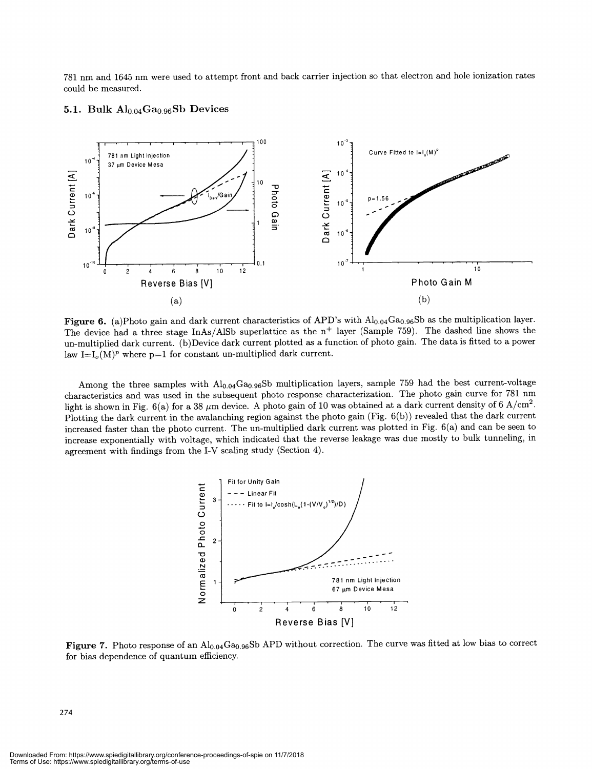781 nm and 1645 nm were used to attempt front and back carrier injection so that electron and hole ionization rates could be measured.

### 5.1. Bulk $Al_{0.04}Ga_{0.96}Sb$ Devices

**Figure 6.** (a)Photo gain and dark current characteristics of APD's with $Al_{0.04}Ga_{0.96}Sb$ as the multiplication layer. The device had a three stage InAs/AlSb superlattice as the $n^+$ layer (Sample 759). The dashed line shows the un-multiplied dark current. (b)Device dark current plotted as a function of photo gain. The data is fitted to a power law $I=I_o(M)^p$ where p=1 for constant un-multiplied dark current.

Among the three samples with $Al_{0.04}Ga_{0.96}Sb$ multiplication layers, sample 759 had the best current-voltage characteristics and was used in the subsequent photo response characterization. The photo gain curve for 781 nm light is shown in Fig. 6(a) for a 38 $\mu$m device. A photo gain of 10 was obtained at a dark current density of 6 A/cm$^2$. Plotting the dark current in the avalanching region against the photo gain (Fig. 6(b)) revealed that the dark current increased faster than the photo current. The un-multiplied dark current was plotted in Fig. 6(a) and can be seen to increase exponentially with voltage, which indicated that the reverse leakage was due mostly to bulk tunneling, in agreement with findings from the I-V scaling study (Section 4).

**Figure 7.** Photo response of an $Al_{0.04}Ga_{0.96}Sb$ APD without correction. The curve was fitted at low bias to correct for bias dependence of quantum efficiency.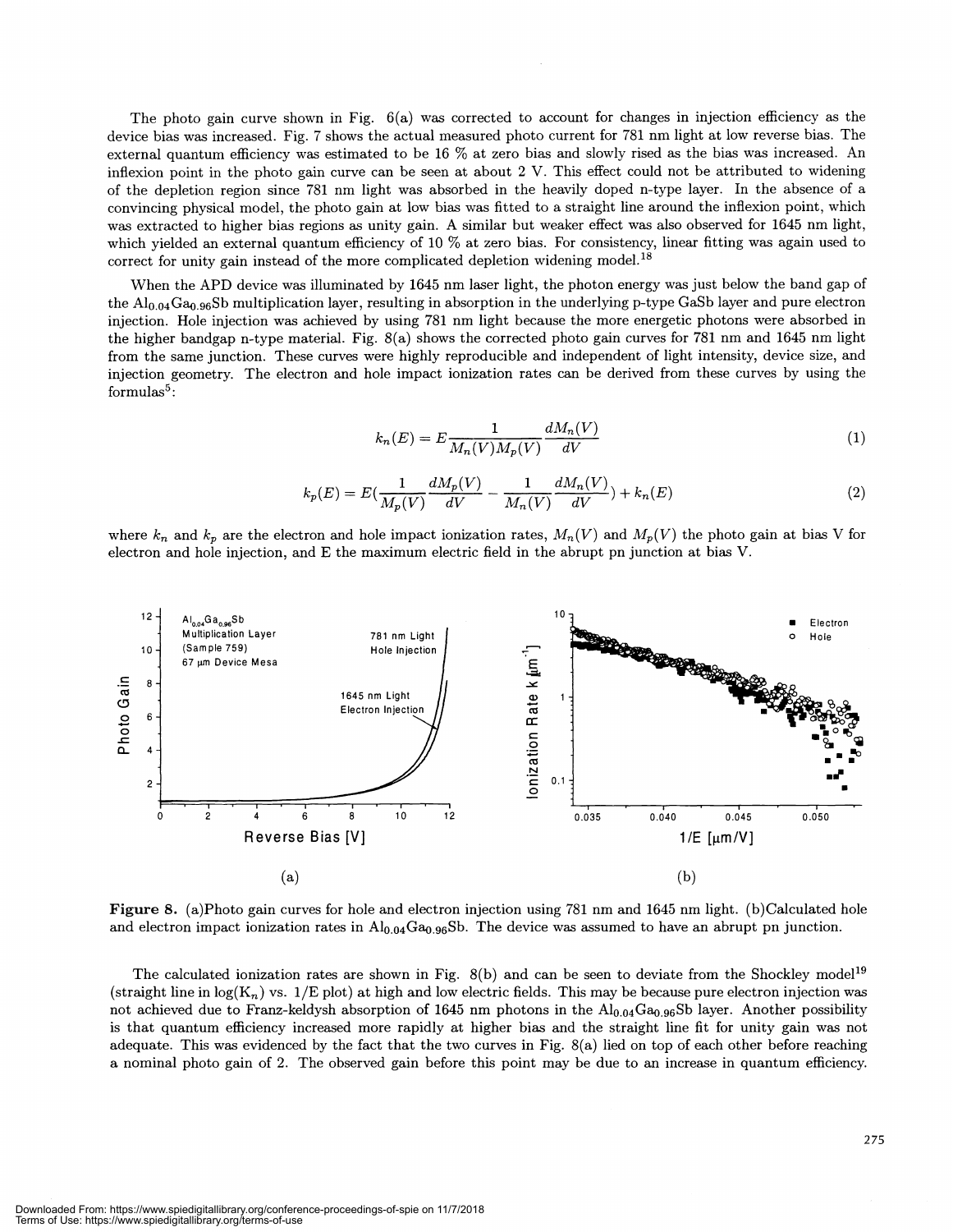The photo gain curve shown in Fig. 6(a) was corrected to account for changes in injection efficiency as the device bias was increased. Fig. 7 shows the actual measured photo current for 781 nm light at low reverse bias. The external quantum efficiency was estimated to be 16 % at zero bias and slowly rised as the bias was increased. An inflexion point in the photo gain curve can be seen at about 2 V. This effect could not be attributed to widening of the depletion region since 781 nm light was absorbed in the heavily doped n-type layer. In the absence of a convincing physical model, the photo gain at low bias was fitted to a straight line around the inflexion point, which was extracted to higher bias regions as unity gain. A similar but weaker effect was also observed for 1645 nm light, which yielded an external quantum efficiency of 10 % at zero bias. For consistency, linear fitting was again used to correct for unity gain instead of the more complicated depletion widening model.[18]

When the APD device was illuminated by 1645 nm laser light, the photon energy was just below the band gap of the $Al_{0.04}Ga_{0.96}Sb$ multiplication layer, resulting in absorption in the underlying p-type GaSb layer and pure electron injection. Hole injection was achieved by using 781 nm light because the more energetic photons were absorbed in the higher bandgap n-type material. Fig. 8(a) shows the corrected photo gain curves for 781 nm and 1645 nm light from the same junction. These curves were highly reproducible and independent of light intensity, device size, and injection geometry. The electron and hole impact ionization rates can be derived from these curves by using the formulas[5]:

$$k_n(E) = E\frac{1}{M_n(V)M_p(V)}\frac{dM_n(V)}{dV} \tag{1}$$

$$k_p(E) = E\left(\frac{1}{M_p(V)}\frac{dM_p(V)}{dV} - \frac{1}{M_n(V)}\frac{dM_n(V)}{dV}\right) + k_n(E) \tag{2}$$

where $k_n$ and $k_p$ are the electron and hole impact ionization rates, $M_n(V)$ and $M_p(V)$ the photo gain at bias V for electron and hole injection, and E the maximum electric field in the abrupt pn junction at bias V.

**Figure 8.** (a)Photo gain curves for hole and electron injection using 781 nm and 1645 nm light. (b)Calculated hole and electron impact ionization rates in $Al_{0.04}Ga_{0.96}Sb$. The device was assumed to have an abrupt pn junction.

The calculated ionization rates are shown in Fig. 8(b) and can be seen to deviate from the Shockley model[19] (straight line in $\log(K_n)$ vs. 1/E plot) at high and low electric fields. This may be because pure electron injection was not achieved due to Franz-keldysh absorption of 1645 nm photons in the $Al_{0.04}Ga_{0.96}Sb$ layer. Another possibility is that quantum efficiency increased more rapidly at higher bias and the straight line fit for unity gain was not adequate. This was evidenced by the fact that the two curves in Fig. 8(a) lied on top of each other before reaching a nominal photo gain of 2. The observed gain before this point may be due to an increase in quantum efficiency.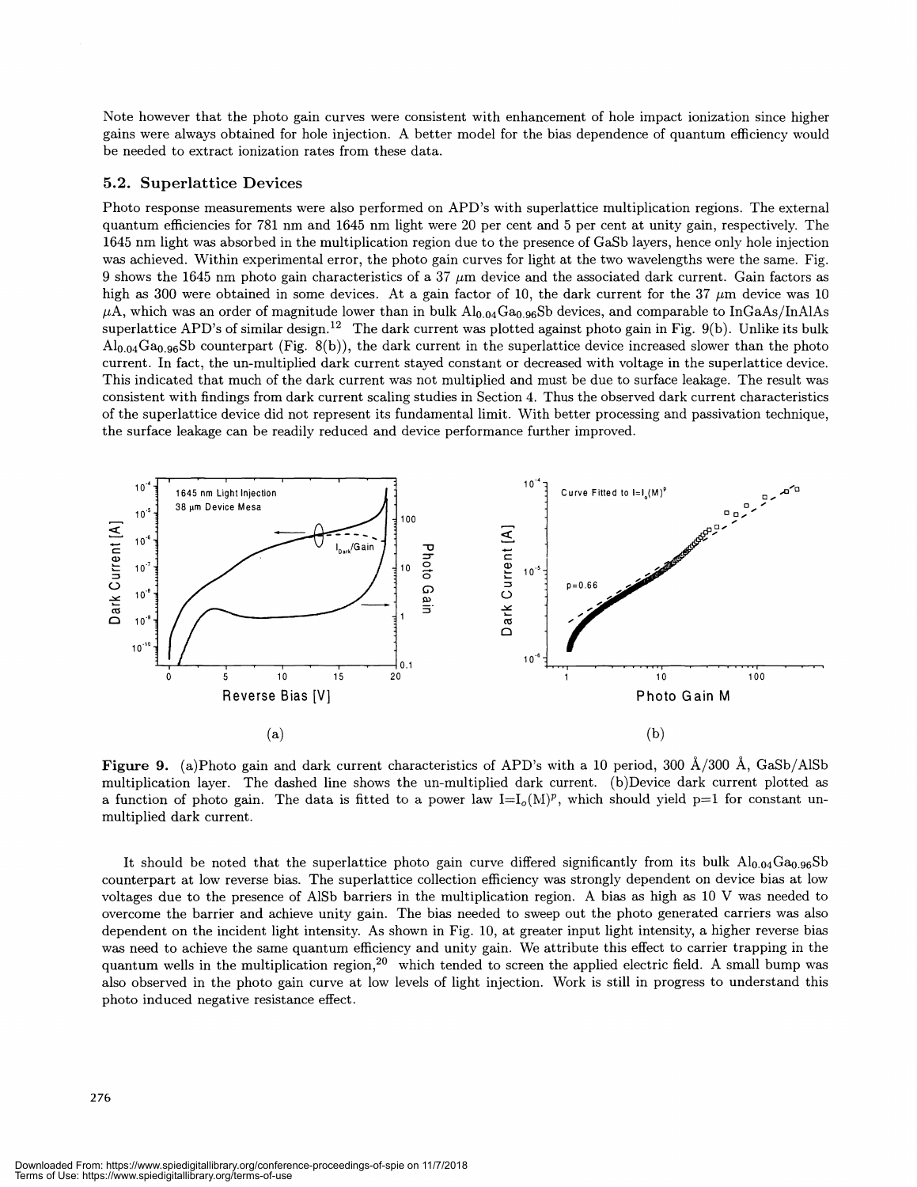Note however that the photo gain curves were consistent with enhancement of hole impact ionization since higher gains were always obtained for hole injection. A better model for the bias dependence of quantum efficiency would be needed to extract ionization rates from these data.

### 5.2. Superlattice Devices

Photo response measurements were also performed on APD's with superlattice multiplication regions. The external quantum efficiencies for 781 nm and 1645 nm light were 20 per cent and 5 per cent at unity gain, respectively. The 1645 nm light was absorbed in the multiplication region due to the presence of GaSb layers, hence only hole injection was achieved. Within experimental error, the photo gain curves for light at the two wavelengths were the same. Fig. 9 shows the 1645 nm photo gain characteristics of a 37 $\mu$m device and the associated dark current. Gain factors as high as 300 were obtained in some devices. At a gain factor of 10, the dark current for the 37 $\mu$m device was 10 $\mu$A, which was an order of magnitude lower than in bulk $Al_{0.04}Ga_{0.96}Sb$ devices, and comparable to InGaAs/InAlAs superlattice APD's of similar design.[12] The dark current was plotted against photo gain in Fig. 9(b). Unlike its bulk $Al_{0.04}Ga_{0.96}Sb$ counterpart (Fig. 8(b)), the dark current in the superlattice device increased slower than the photo current. In fact, the un-multiplied dark current stayed constant or decreased with voltage in the superlattice device. This indicated that much of the dark current was not multiplied and must be due to surface leakage. The result was consistent with findings from dark current scaling studies in Section 4. Thus the observed dark current characteristics of the superlattice device did not represent its fundamental limit. With better processing and passivation technique, the surface leakage can be readily reduced and device performance further improved.

**Figure 9.** (a)Photo gain and dark current characteristics of APD's with a 10 period, 300 Å/300 Å, GaSb/AlSb multiplication layer. The dashed line shows the un-multiplied dark current. (b)Device dark current plotted as a function of photo gain. The data is fitted to a power law $I=I_o(M)^p$, which should yield p=1 for constant un-multiplied dark current.

It should be noted that the superlattice photo gain curve differed significantly from its bulk $Al_{0.04}Ga_{0.96}Sb$ counterpart at low reverse bias. The superlattice collection efficiency was strongly dependent on device bias at low voltages due to the presence of AlSb barriers in the multiplication region. A bias as high as 10 V was needed to overcome the barrier and achieve unity gain. The bias needed to sweep out the photo generated carriers was also dependent on the incident light intensity. As shown in Fig. 10, at greater input light intensity, a higher reverse bias was need to achieve the same quantum efficiency and unity gain. We attribute this effect to carrier trapping in the quantum wells in the multiplication region,[20] which tended to screen the applied electric field. A small bump was also observed in the photo gain curve at low levels of light injection. Work is still in progress to understand this photo induced negative resistance effect.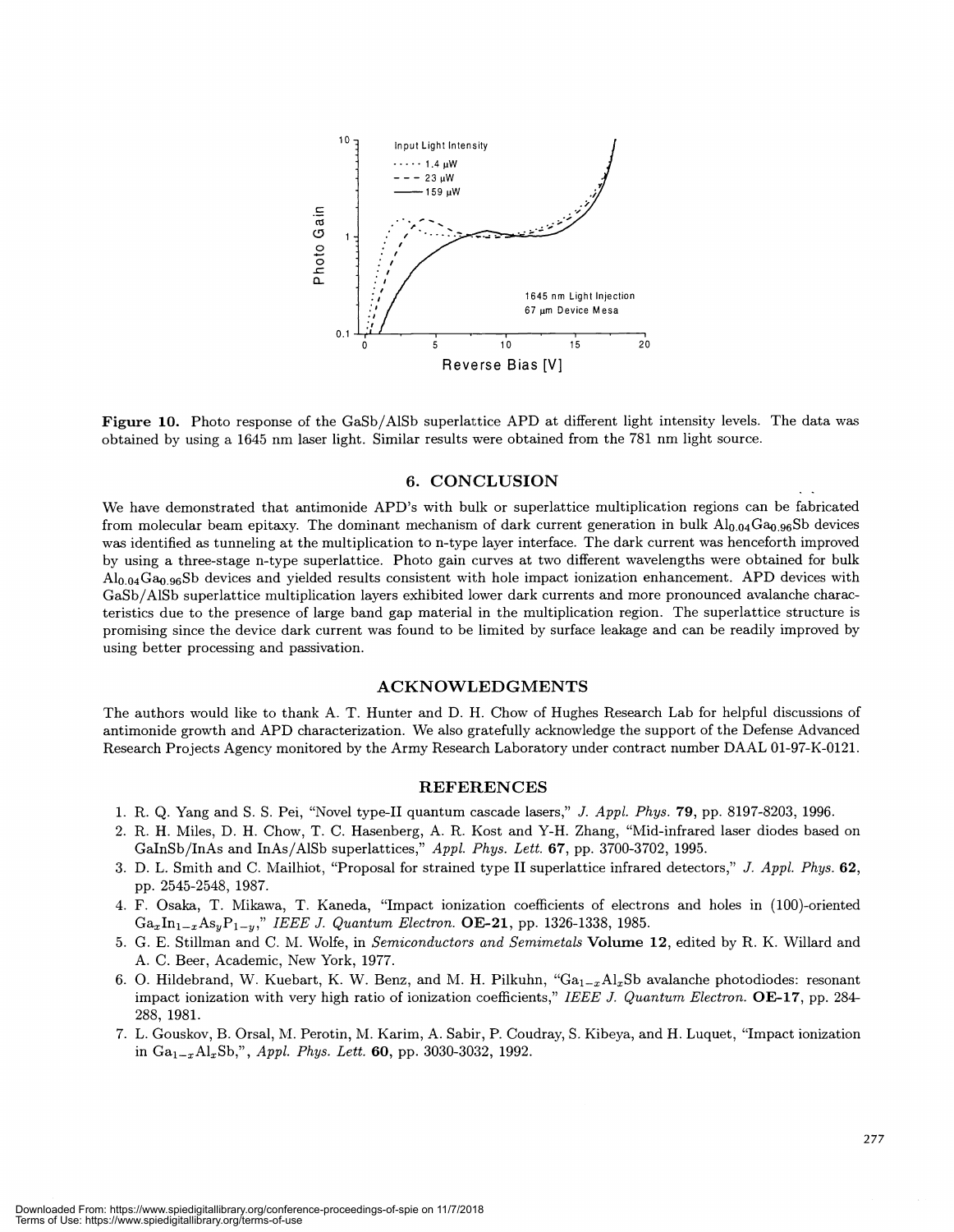**Figure 10.** Photo response of the GaSb/AlSb superlattice APD at different light intensity levels. The data was obtained by using a 1645 nm laser light. Similar results were obtained from the 781 nm light source.

## 6. CONCLUSION

We have demonstrated that antimonide APD's with bulk or superlattice multiplication regions can be fabricated from molecular beam epitaxy. The dominant mechanism of dark current generation in bulk $Al_{0.04}Ga_{0.96}Sb$ devices was identified as tunneling at the multiplication to n-type layer interface. The dark current was henceforth improved by using a three-stage n-type superlattice. Photo gain curves at two different wavelengths were obtained for bulk $Al_{0.04}Ga_{0.96}Sb$ devices and yielded results consistent with hole impact ionization enhancement. APD devices with GaSb/AlSb superlattice multiplication layers exhibited lower dark currents and more pronounced avalanche characteristics due to the presence of large band gap material in the multiplication region. The superlattice structure is promising since the device dark current was found to be limited by surface leakage and can be readily improved by using better processing and passivation.

## ACKNOWLEDGMENTS

The authors would like to thank A. T. Hunter and D. H. Chow of Hughes Research Lab for helpful discussions of antimonide growth and APD characterization. We also gratefully acknowledge the support of the Defense Advanced Research Projects Agency monitored by the Army Research Laboratory under contract number DAAL 01-97-K-0121.

## REFERENCES

1. R. Q. Yang and S. S. Pei, "Novel type-II quantum cascade lasers," *J. Appl. Phys.* **79**, pp. 8197-8203, 1996.
2. R. H. Miles, D. H. Chow, T. C. Hasenberg, A. R. Kost and Y-H. Zhang, "Mid-infrared laser diodes based on GaInSb/InAs and InAs/AlSb superlattices," *Appl. Phys. Lett.* **67**, pp. 3700-3702, 1995.
3. D. L. Smith and C. Mailhiot, "Proposal for strained type II superlattice infrared detectors," *J. Appl. Phys.* **62**, pp. 2545-2548, 1987.
4. F. Osaka, T. Mikawa, T. Kaneda, "Impact ionization coefficients of electrons and holes in (100)-oriented $Ga_xIn_{1-x}As_yP_{1-y}$," *IEEE J. Quantum Electron.* **OE-21**, pp. 1326-1338, 1985.
5. G. E. Stillman and C. M. Wolfe, in *Semiconductors and Semimetals* **Volume 12**, edited by R. K. Willard and A. C. Beer, Academic, New York, 1977.
6. O. Hildebrand, W. Kuebart, K. W. Benz, and M. H. Pilkuhn, "$Ga_{1-x}Al_xSb$ avalanche photodiodes: resonant impact ionization with very high ratio of ionization coefficients," *IEEE J. Quantum Electron.* **OE-17**, pp. 284-288, 1981.
7. L. Gouskov, B. Orsal, M. Perotin, M. Karim, A. Sabir, P. Coudray, S. Kibeya, and H. Luquet, "Impact ionization in $Ga_{1-x}Al_xSb$,", *Appl. Phys. Lett.* **60**, pp. 3030-3032, 1992.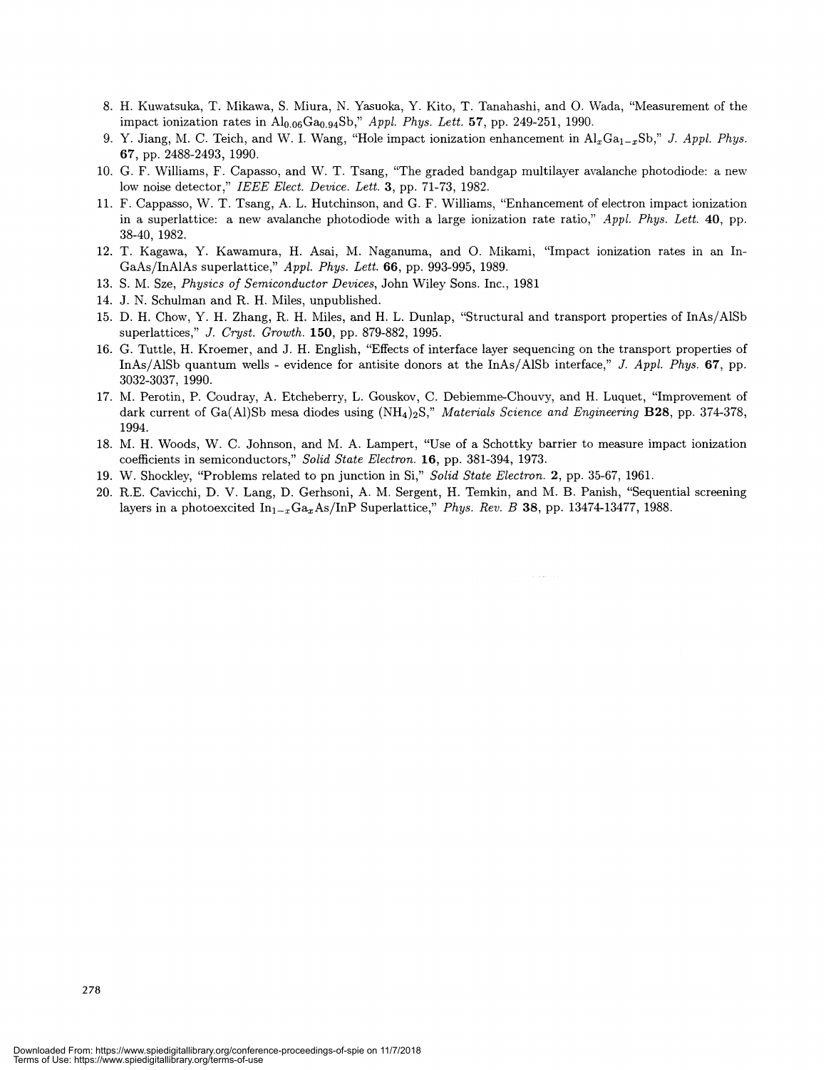8. H. Kuwatsuka, T. Mikawa, S. Miura, N. Yasuoka, Y. Kito, T. Tanahashi, and O. Wada, "Measurement of the impact ionization rates in $Al_{0.06}Ga_{0.94}Sb$," *Appl. Phys. Lett.* **57**, pp. 249-251, 1990.
9. Y. Jiang, M. C. Teich, and W. I. Wang, "Hole impact ionization enhancement in $Al_xGa_{1-x}Sb$," *J. Appl. Phys.* **67**, pp. 2488-2493, 1990.
10. G. F. Williams, F. Capasso, and W. T. Tsang, "The graded bandgap multilayer avalanche photodiode: a new low noise detector," *IEEE Elect. Device. Lett.* **3**, pp. 71-73, 1982.
11. F. Cappasso, W. T. Tsang, A. L. Hutchinson, and G. F. Williams, "Enhancement of electron impact ionization in a superlattice: a new avalanche photodiode with a large ionization rate ratio," *Appl. Phys. Lett.* **40**, pp. 38-40, 1982.
12. T. Kagawa, Y. Kawamura, H. Asai, M. Naganuma, and O. Mikami, "Impact ionization rates in an InGaAs/InAlAs superlattice," *Appl. Phys. Lett.* **66**, pp. 993-995, 1989.
13. S. M. Sze, *Physics of Semiconductor Devices*, John Wiley Sons. Inc., 1981
14. J. N. Schulman and R. H. Miles, unpublished.
15. D. H. Chow, Y. H. Zhang, R. H. Miles, and H. L. Dunlap, "Structural and transport properties of InAs/AlSb superlattices," *J. Cryst. Growth.* **150**, pp. 879-882, 1995.
16. G. Tuttle, H. Kroemer, and J. H. English, "Effects of interface layer sequencing on the transport properties of InAs/AlSb quantum wells - evidence for antisite donors at the InAs/AlSb interface," *J. Appl. Phys.* **67**, pp. 3032-3037, 1990.
17. M. Perotin, P. Coudray, A. Etcheberry, L. Gouskov, C. Debiemme-Chouvy, and H. Luquet, "Improvement of dark current of Ga(Al)Sb mesa diodes using $(NH_4)_2S$," *Materials Science and Engineering* **B28**, pp. 374-378, 1994.
18. M. H. Woods, W. C. Johnson, and M. A. Lampert, "Use of a Schottky barrier to measure impact ionization coefficients in semiconductors," *Solid State Electron.* **16**, pp. 381-394, 1973.
19. W. Shockley, "Problems related to pn junction in Si," *Solid State Electron.* **2**, pp. 35-67, 1961.
20. R.E. Cavicchi, D. V. Lang, D. Gerhsoni, A. M. Sergent, H. Temkin, and M. B. Panish, "Sequential screening layers in a photoexcited $In_{1-x}Ga_xAs$/InP Superlattice," *Phys. Rev. B* **38**, pp. 13474-13477, 1988.